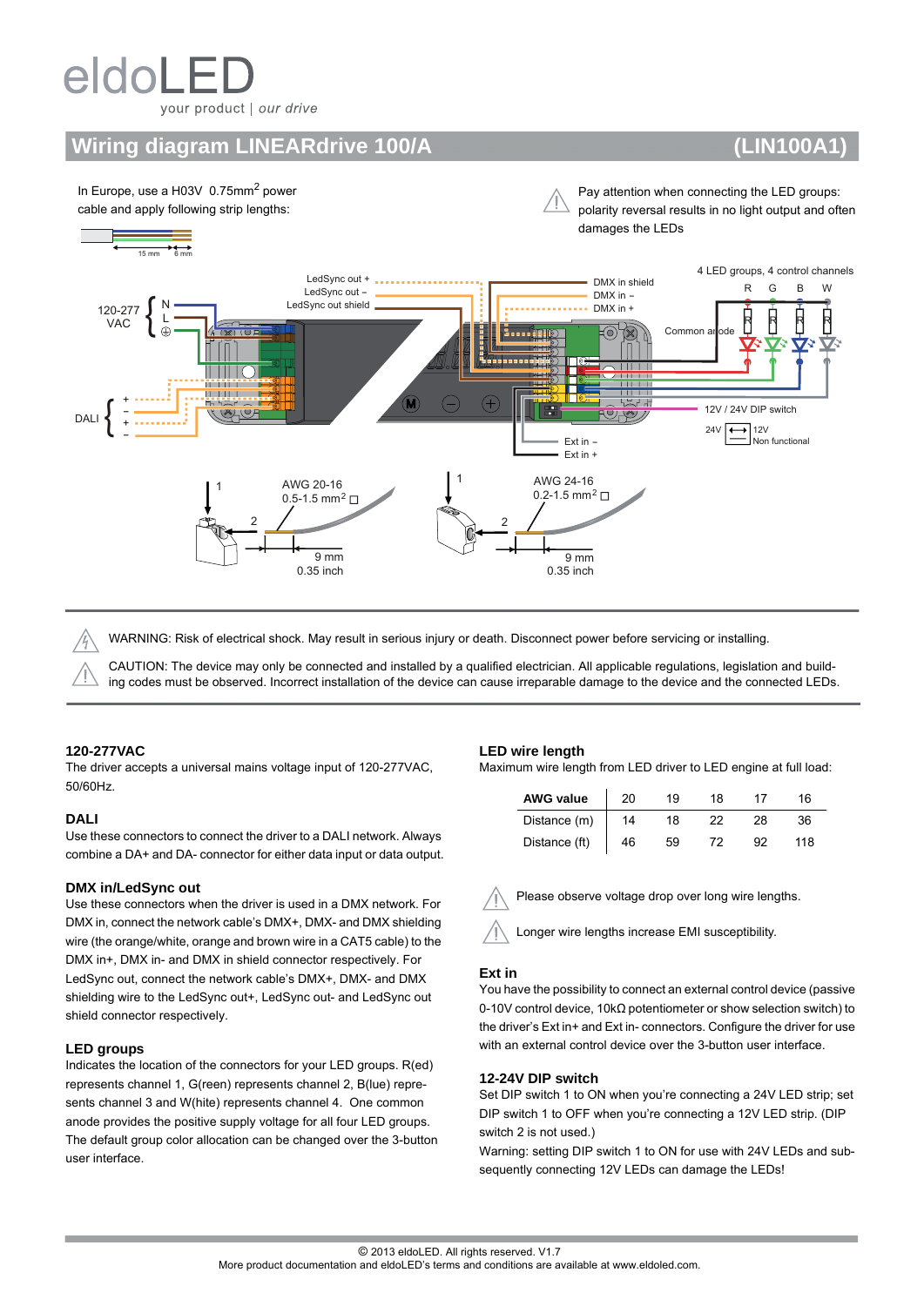eldoLED

your product | our drive

# Wiring diagram LINEARdrive 100/A (LIN100A1)

In Europe, use a H03V 0.75mm² power cable and apply following strip lengths:

15 mm 6 mm

Pay attention when connecting the LED groups: polarity reversal results in no light output and often damages the LEDs

LedSync out +
LedSync out –
LedSync out shield

120-277 VAC N L ⊕

DALI + – + –

DMX in shield
DMX in –
DMX in +

4 LED groups, 4 control channels
R G B W

Common anode

12V / 24V DIP switch

24V 12V
Non functional

Ext in –
Ext in +

M – +

AWG 20-16
0.5-1.5 mm²

9 mm
0.35 inch

AWG 24-16
0.2-1.5 mm²

9 mm
0.35 inch

WARNING: Risk of electrical shock. May result in serious injury or death. Disconnect power before servicing or installing.

CAUTION: The device may only be connected and installed by a qualified electrician. All applicable regulations, legislation and building codes must be observed. Incorrect installation of the device can cause irreparable damage to the device and the connected LEDs.

## 120-277VAC

The driver accepts a universal mains voltage input of 120-277VAC, 50/60Hz.

## DALI

Use these connectors to connect the driver to a DALI network. Always combine a DA+ and DA- connector for either data input or data output.

## DMX in/LedSync out

Use these connectors when the driver is used in a DMX network. For DMX in, connect the network cable's DMX+, DMX- and DMX shielding wire (the orange/white, orange and brown wire in a CAT5 cable) to the DMX in+, DMX in- and DMX in shield connector respectively. For LedSync out, connect the network cable's DMX+, DMX- and DMX shielding wire to the LedSync out+, LedSync out- and LedSync out shield connector respectively.

## LED groups

Indicates the location of the connectors for your LED groups. R(ed) represents channel 1, G(reen) represents channel 2, B(lue) represents channel 3 and W(hite) represents channel 4. One common anode provides the positive supply voltage for all four LED groups. The default group color allocation can be changed over the 3-button user interface.

## LED wire length

Maximum wire length from LED driver to LED engine at full load:

| AWG value | 20 | 19 | 18 | 17 | 16 |
|---|---|---|---|---|---|
| Distance (m) | 14 | 18 | 22 | 28 | 36 |
| Distance (ft) | 46 | 59 | 72 | 92 | 118 |

Please observe voltage drop over long wire lengths.

Longer wire lengths increase EMI susceptibility.

## Ext in

You have the possibility to connect an external control device (passive 0-10V control device, 10kΩ potentiometer or show selection switch) to the driver's Ext in+ and Ext in- connectors. Configure the driver for use with an external control device over the 3-button user interface.

## 12-24V DIP switch

Set DIP switch 1 to ON when you're connecting a 24V LED strip; set DIP switch 1 to OFF when you're connecting a 12V LED strip. (DIP switch 2 is not used.)

Warning: setting DIP switch 1 to ON for use with 24V LEDs and subsequently connecting 12V LEDs can damage the LEDs!

© 2013 eldoLED. All rights reserved. V1.7
More product documentation and eldoLED's terms and conditions are available at www.eldoled.com.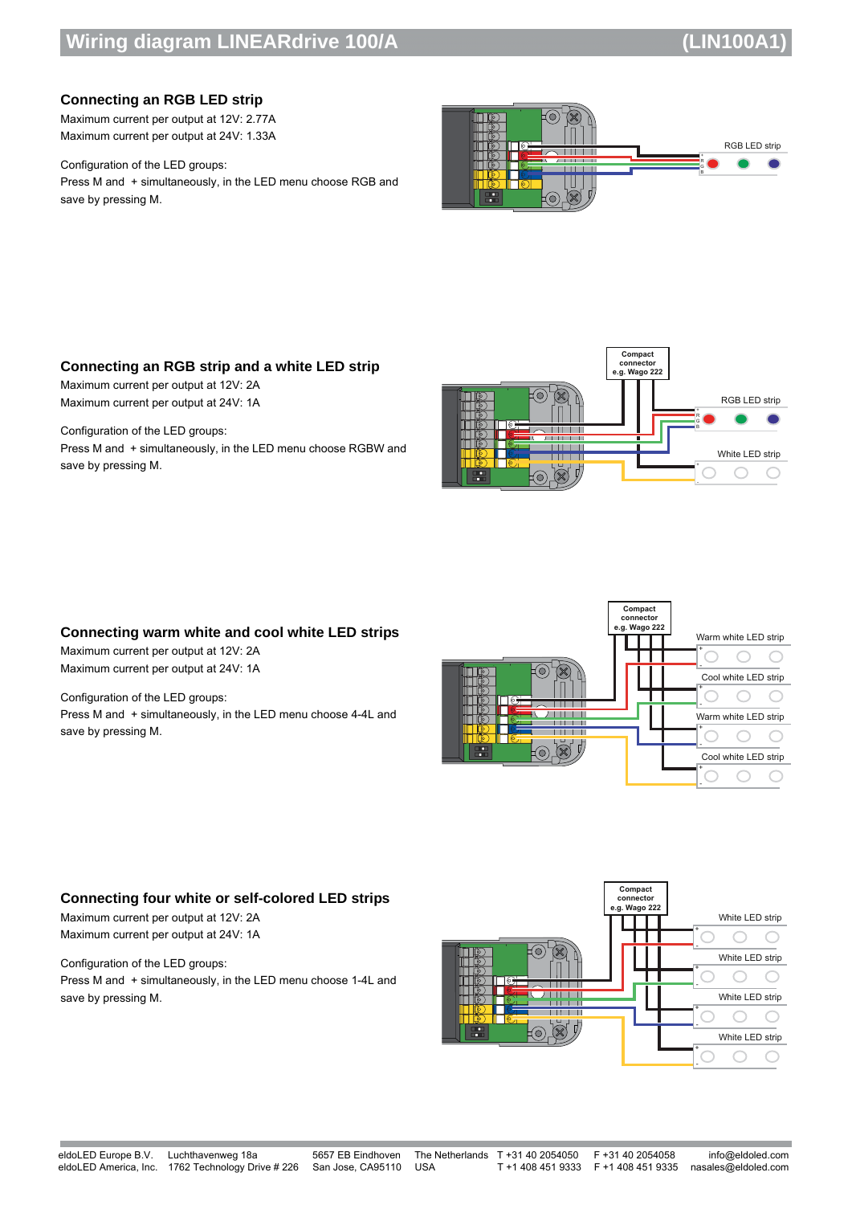## Wiring diagram LINEARdrive 100/A (LIN100A1)

### Connecting an RGB LED strip

Maximum current per output at 12V: 2.77A
Maximum current per output at 24V: 1.33A

Configuration of the LED groups:
Press M and + simultaneously, in the LED menu choose RGB and save by pressing M.

RGB LED strip

### Connecting an RGB strip and a white LED strip

Maximum current per output at 12V: 2A
Maximum current per output at 24V: 1A

Configuration of the LED groups:
Press M and + simultaneously, in the LED menu choose RGBW and save by pressing M.

Compact connector e.g. Wago 222

RGB LED strip

White LED strip

### Connecting warm white and cool white LED strips

Maximum current per output at 12V: 2A
Maximum current per output at 24V: 1A

Configuration of the LED groups:
Press M and + simultaneously, in the LED menu choose 4-4L and save by pressing M.

Compact connector e.g. Wago 222

Warm white LED strip

Cool white LED strip

Warm white LED strip

Cool white LED strip

### Connecting four white or self-colored LED strips

Maximum current per output at 12V: 2A
Maximum current per output at 24V: 1A

Configuration of the LED groups:
Press M and + simultaneously, in the LED menu choose 1-4L and save by pressing M.

Compact connector e.g. Wago 222

White LED strip

White LED strip

White LED strip

White LED strip

eldoLED Europe B.V. Luchthavenweg 18a 5657 EB Eindhoven The Netherlands T +31 40 2054050 F +31 40 2054058 info@eldoled.com
eldoLED America, Inc. 1762 Technology Drive # 226 San Jose, CA95110 USA T +1 408 451 9333 F +1 408 451 9335 nasales@eldoled.com